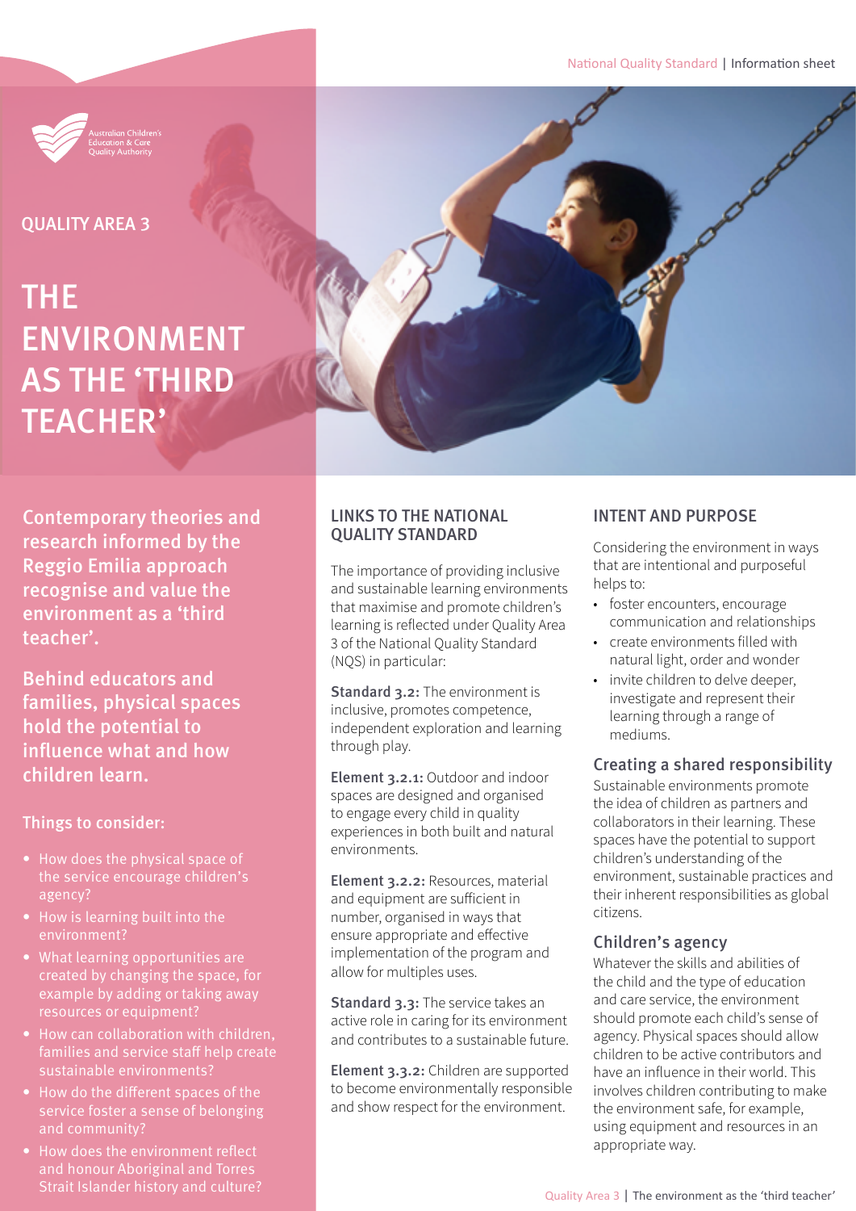Australian Children's Education & Care Quality Authority

QUALITY AREA 3

# THE ENVIRONMENT AS THE 'THIRD TEACHER'

**Contemporary theories and research informed by the Reggio Emilia approach recognise and value the environment as a 'third teacher'.**

**Behind educators and families, physical spaces hold the potential to influence what and how children learn.**

### Things to consider:

- How does the physical space of the service encourage children's agency?
- How is learning built into the environment?
- What learning opportunities are created by changing the space, for example by adding or taking away resources or equipment?
- How can collaboration with children, families and service staff help create sustainable environments?
- How do the different spaces of the service foster a sense of belonging and community?
- How does the environment reflect and honour Aboriginal and Torres Strait Islander history and culture?

## LINKS TO THE NATIONAL QUALITY STANDARD

The importance of providing inclusive and sustainable learning environments that maximise and promote children's learning is reflected under Quality Area 3 of the National Quality Standard (NQS) in particular:

**Standard 3.2:** The environment is inclusive, promotes competence, independent exploration and learning through play.

**Element 3.2.1:** Outdoor and indoor spaces are designed and organised to engage every child in quality experiences in both built and natural environments.

**Element 3.2.2:** Resources, material and equipment are sufficient in number, organised in ways that ensure appropriate and effective implementation of the program and allow for multiples uses.

**Standard 3.3:** The service takes an active role in caring for its environment and contributes to a sustainable future.

**Element 3.3.2:** Children are supported to become environmentally responsible and show respect for the environment.

## INTENT AND PURPOSE

Considering the environment in ways that are intentional and purposeful helps to:

- foster encounters, encourage communication and relationships
- create environments filled with natural light, order and wonder
- invite children to delve deeper, investigate and represent their learning through a range of mediums.

### Creating a shared responsibility

Sustainable environments promote the idea of children as partners and collaborators in their learning. These spaces have the potential to support children's understanding of the environment, sustainable practices and their inherent responsibilities as global citizens.

### Children's agency

Whatever the skills and abilities of the child and the type of education and care service, the environment should promote each child's sense of agency. Physical spaces should allow children to be active contributors and have an influence in their world. This involves children contributing to make the environment safe, for example, using equipment and resources in an appropriate way.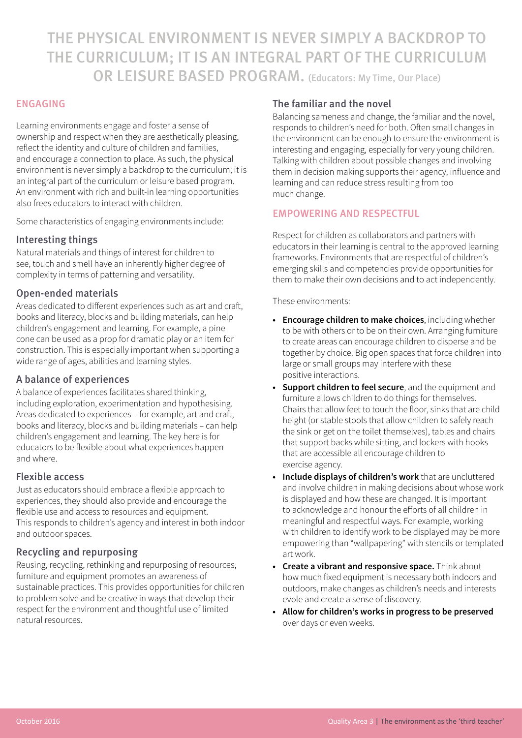# THE PHYSICAL ENVIRONMENT IS NEVER SIMPLY A BACKDROP TO THE CURRICULUM; IT IS AN INTEGRAL PART OF THE CURRICULUM OR LEISURE BASED PROGRAM. (Educators: My Time, Our Place)

## ENGAGING

Learning environments engage and foster a sense of ownership and respect when they are aesthetically pleasing, reflect the identity and culture of children and families, and encourage a connection to place. As such, the physical environment is never simply a backdrop to the curriculum; it is an integral part of the curriculum or leisure based program. An environment with rich and built-in learning opportunities also frees educators to interact with children.

Some characteristics of engaging environments include:

### Interesting things

Natural materials and things of interest for children to see, touch and smell have an inherently higher degree of complexity in terms of patterning and versatility.

### Open-ended materials

Areas dedicated to different experiences such as art and craft, books and literacy, blocks and building materials, can help children's engagement and learning. For example, a pine cone can be used as a prop for dramatic play or an item for construction. This is especially important when supporting a wide range of ages, abilities and learning styles.

### A balance of experiences

A balance of experiences facilitates shared thinking, including exploration, experimentation and hypothesising. Areas dedicated to experiences – for example, art and craft, books and literacy, blocks and building materials – can help children's engagement and learning. The key here is for educators to be flexible about what experiences happen and where.

### Flexible access

Just as educators should embrace a flexible approach to experiences, they should also provide and encourage the flexible use and access to resources and equipment. This responds to children's agency and interest in both indoor and outdoor spaces.

### Recycling and repurposing

Reusing, recycling, rethinking and repurposing of resources, furniture and equipment promotes an awareness of sustainable practices. This provides opportunities for children to problem solve and be creative in ways that develop their respect for the environment and thoughtful use of limited natural resources.

### The familiar and the novel

Balancing sameness and change, the familiar and the novel, responds to children's need for both. Often small changes in the environment can be enough to ensure the environment is interesting and engaging, especially for very young children. Talking with children about possible changes and involving them in decision making supports their agency, influence and learning and can reduce stress resulting from too much change.

## EMPOWERING AND RESPECTFUL

Respect for children as collaborators and partners with educators in their learning is central to the approved learning frameworks. Environments that are respectful of children's emerging skills and competencies provide opportunities for them to make their own decisions and to act independently.

These environments:

- **Encourage children to make choices**, including whether to be with others or to be on their own. Arranging furniture to create areas can encourage children to disperse and be together by choice. Big open spaces that force children into large or small groups may interfere with these positive interactions.
- **Support children to feel secure**, and the equipment and furniture allows children to do things for themselves. Chairs that allow feet to touch the floor, sinks that are child height (or stable stools that allow children to safely reach the sink or get on the toilet themselves), tables and chairs that support backs while sitting, and lockers with hooks that are accessible all encourage children to exercise agency.
- **Include displays of children's work** that are uncluttered and involve children in making decisions about whose work is displayed and how these are changed. It is important to acknowledge and honour the efforts of all children in meaningful and respectful ways. For example, working with children to identify work to be displayed may be more empowering than "wallpapering" with stencils or templated art work.
- **Create a vibrant and responsive space.** Think about how much fixed equipment is necessary both indoors and outdoors, make changes as children's needs and interests evole and create a sense of discovery.
- **Allow for children's works in progress to be preserved** over days or even weeks.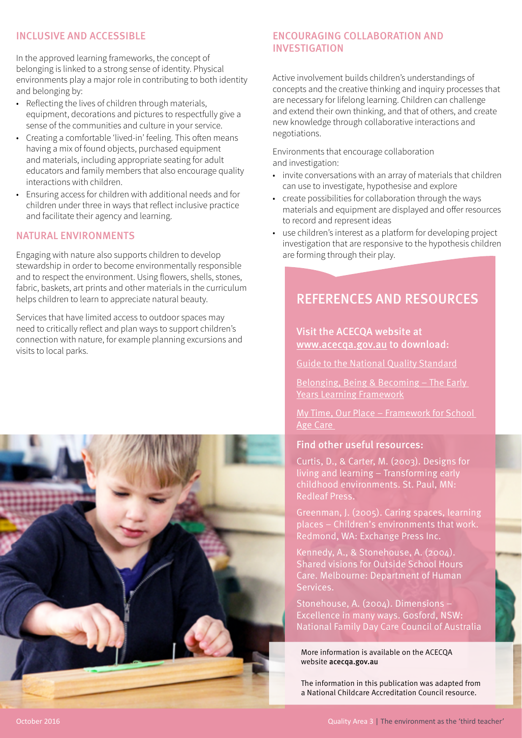## INCLUSIVE AND ACCESSIBLE

In the approved learning frameworks, the concept of belonging is linked to a strong sense of identity. Physical environments play a major role in contributing to both identity and belonging by:

- Reflecting the lives of children through materials, equipment, decorations and pictures to respectfully give a sense of the communities and culture in your service.
- Creating a comfortable 'lived-in' feeling. This often means having a mix of found objects, purchased equipment and materials, including appropriate seating for adult educators and family members that also encourage quality interactions with children.
- Ensuring access for children with additional needs and for children under three in ways that reflect inclusive practice and facilitate their agency and learning.

## NATURAL ENVIRONMENTS

Engaging with nature also supports children to develop stewardship in order to become environmentally responsible and to respect the environment. Using flowers, shells, stones, fabric, baskets, art prints and other materials in the curriculum helps children to learn to appreciate natural beauty.

Services that have limited access to outdoor spaces may need to critically reflect and plan ways to support children's connection with nature, for example planning excursions and visits to local parks.

## ENCOURAGING COLLABORATION AND INVESTIGATION

Active involvement builds children's understandings of concepts and the creative thinking and inquiry processes that are necessary for lifelong learning. Children can challenge and extend their own thinking, and that of others, and create new knowledge through collaborative interactions and negotiations.

Environments that encourage collaboration and investigation:

- invite conversations with an array of materials that children can use to investigate, hypothesise and explore
- create possibilities for collaboration through the ways materials and equipment are displayed and offer resources to record and represent ideas
- use children's interest as a platform for developing project investigation that are responsive to the hypothesis children are forming through their play.

## REFERENCES AND RESOURCES

**Visit the ACECQA website at www.acecqa.gov.au to download:**

Guide to the National Quality Standard

Belonging, Being & Becoming – The Early Years Learning Framework

My Time, Our Place – Framework for School Age Care

**Find other useful resources:**

Curtis, D., & Carter, M. (2003). Designs for living and learning – Transforming early childhood environments. St. Paul, MN: Redleaf Press.

Greenman, J. (2005). Caring spaces, learning places – Children's environments that work. Redmond, WA: Exchange Press Inc.

Kennedy, A., & Stonehouse, A. (2004). Shared visions for Outside School Hours Care. Melbourne: Department of Human Services.

Stonehouse, A. (2004). Dimensions – Excellence in many ways. Gosford, NSW: National Family Day Care Council of Australia

More information is available on the ACECQA website **acecqa.gov.au**

The information in this publication was adapted from a National Childcare Accreditation Council resource.